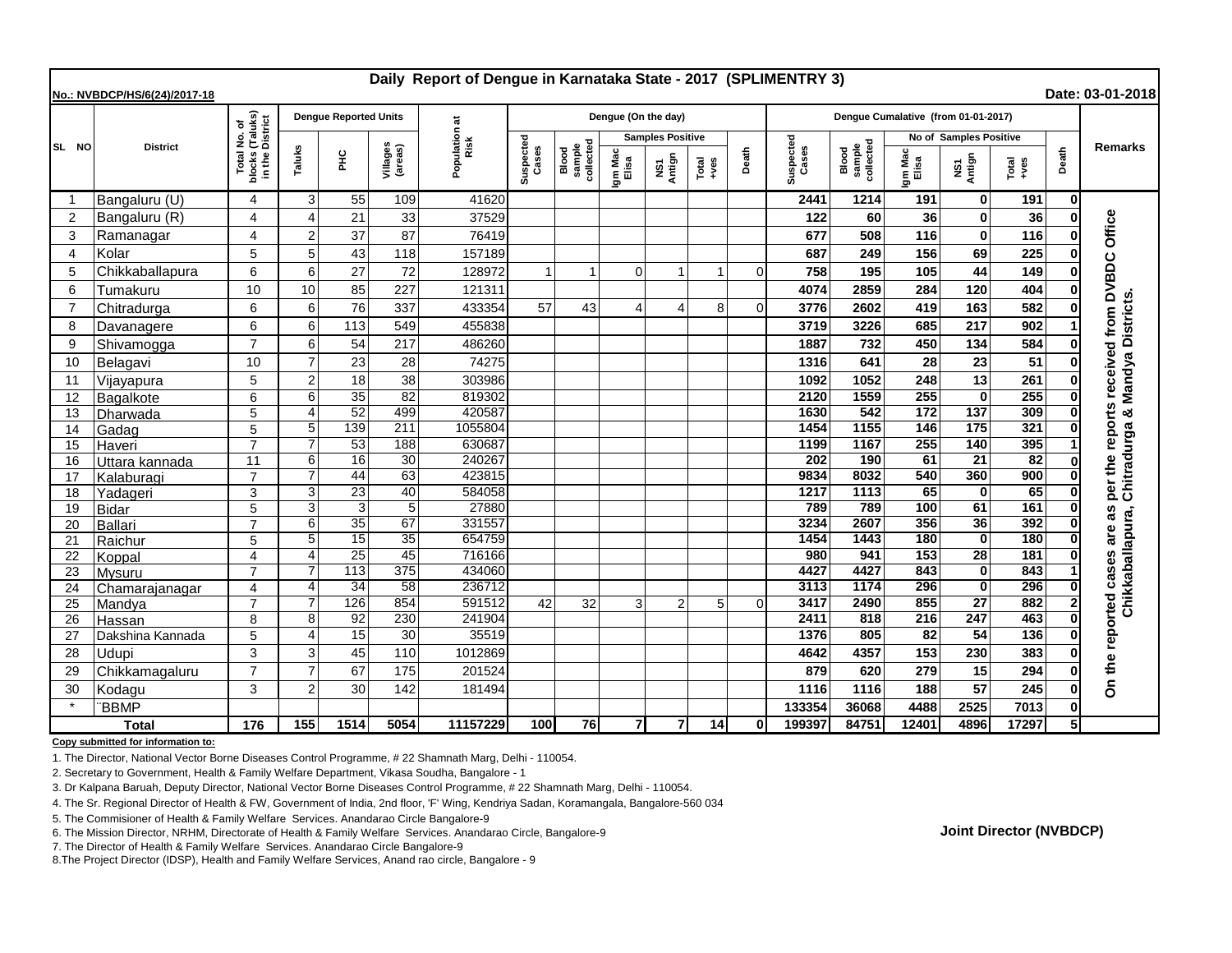# Daily Report of Dengue in Karnataka State - 2017 (SPLIMENTRY 3)

**No.: NVBDCP/HS/6(24)/2017-18** **Date: 03-01-2018**

| SL NO | District | Total No. of blocks (Taluks) in the District | Dengue Reported Units | | | Population at Risk | Dengue (On the day) | | | | | | Dengue Cumalative (from 01-01-2017) | | | | | | Remarks |
|---|---|---|---|---|---|---|---|---|---|---|---|---|---|---|---|---|---|---|---|
| | | | Taluks | PHC | Villages (areas) | | Suspected Cases | Blood sample collected | Samples Positive | | | Death | Suspected Cases | Blood sample collected | No of Samples Positive | | | Death | |
| | | | | | | | | | Igm Mac Elisa | NS1 Antign | Total +ves | | | | Igm Mac Elisa | NS1 Antign | Total +ves | | |
| 1 | Bangaluru (U) | 4 | 3 | 55 | 109 | 41620 | | | | | | | 2441 | 1214 | 191 | 0 | 191 | 0 | On the reported cases are as per the reports received from DVBDC Office Chikkaballapura, Chitradurga & Mandya Districts. |
| 2 | Bangaluru (R) | 4 | 4 | 21 | 33 | 37529 | | | | | | | 122 | 60 | 36 | 0 | 36 | 0 | |
| 3 | Ramanagar | 4 | 2 | 37 | 87 | 76419 | | | | | | | 677 | 508 | 116 | 0 | 116 | 0 | |
| 4 | Kolar | 5 | 5 | 43 | 118 | 157189 | | | | | | | 687 | 249 | 156 | 69 | 225 | 0 | |
| 5 | Chikkaballapura | 6 | 6 | 27 | 72 | 128972 | 1 | 1 | 0 | 1 | 1 | 0 | 758 | 195 | 105 | 44 | 149 | 0 | |
| 6 | Tumakuru | 10 | 10 | 85 | 227 | 121311 | | | | | | | 4074 | 2859 | 284 | 120 | 404 | 0 | |
| 7 | Chitradurga | 6 | 6 | 76 | 337 | 433354 | 57 | 43 | 4 | 4 | 8 | 0 | 3776 | 2602 | 419 | 163 | 582 | 0 | |
| 8 | Davanagere | 6 | 6 | 113 | 549 | 455838 | | | | | | | 3719 | 3226 | 685 | 217 | 902 | 1 | |
| 9 | Shivamogga | 7 | 6 | 54 | 217 | 486260 | | | | | | | 1887 | 732 | 450 | 134 | 584 | 0 | |
| 10 | Belagavi | 10 | 7 | 23 | 28 | 74275 | | | | | | | 1316 | 641 | 28 | 23 | 51 | 0 | |
| 11 | Vijayapura | 5 | 2 | 18 | 38 | 303986 | | | | | | | 1092 | 1052 | 248 | 13 | 261 | 0 | |
| 12 | Bagalkote | 6 | 6 | 35 | 82 | 819302 | | | | | | | 2120 | 1559 | 255 | 0 | 255 | 0 | |
| 13 | Dharwada | 5 | 4 | 52 | 499 | 420587 | | | | | | | 1630 | 542 | 172 | 137 | 309 | 0 | |
| 14 | Gadag | 5 | 5 | 139 | 211 | 1055804 | | | | | | | 1454 | 1155 | 146 | 175 | 321 | 0 | |
| 15 | Haveri | 7 | 7 | 53 | 188 | 630687 | | | | | | | 1199 | 1167 | 255 | 140 | 395 | 1 | |
| 16 | Uttara kannada | 11 | 6 | 16 | 30 | 240267 | | | | | | | 202 | 190 | 61 | 21 | 82 | 0 | |
| 17 | Kalaburagi | 7 | 7 | 44 | 63 | 423815 | | | | | | | 9834 | 8032 | 540 | 360 | 900 | 0 | |
| 18 | Yadageri | 3 | 3 | 23 | 40 | 584058 | | | | | | | 1217 | 1113 | 65 | 0 | 65 | 0 | |
| 19 | Bidar | 5 | 3 | 3 | 5 | 27880 | | | | | | | 789 | 789 | 100 | 61 | 161 | 0 | |
| 20 | Ballari | 7 | 6 | 35 | 67 | 331557 | | | | | | | 3234 | 2607 | 356 | 36 | 392 | 0 | |
| 21 | Raichur | 5 | 5 | 15 | 35 | 654759 | | | | | | | 1454 | 1443 | 180 | 0 | 180 | 0 | |
| 22 | Koppal | 4 | 4 | 25 | 45 | 716166 | | | | | | | 980 | 941 | 153 | 28 | 181 | 0 | |
| 23 | Mysuru | 7 | 7 | 113 | 375 | 434060 | | | | | | | 4427 | 4427 | 843 | 0 | 843 | 1 | |
| 24 | Chamarajanagar | 4 | 4 | 34 | 58 | 236712 | | | | | | | 3113 | 1174 | 296 | 0 | 296 | 0 | |
| 25 | Mandya | 7 | 7 | 126 | 854 | 591512 | 42 | 32 | 3 | 2 | 5 | 0 | 3417 | 2490 | 855 | 27 | 882 | 2 | |
| 26 | Hassan | 8 | 8 | 92 | 230 | 241904 | | | | | | | 2411 | 818 | 216 | 247 | 463 | 0 | |
| 27 | Dakshina Kannada | 5 | 4 | 15 | 30 | 35519 | | | | | | | 1376 | 805 | 82 | 54 | 136 | 0 | |
| 28 | Udupi | 3 | 3 | 45 | 110 | 1012869 | | | | | | | 4642 | 4357 | 153 | 230 | 383 | 0 | |
| 29 | Chikkamagaluru | 7 | 7 | 67 | 175 | 201524 | | | | | | | 879 | 620 | 279 | 15 | 294 | 0 | |
| 30 | Kodagu | 3 | 2 | 30 | 142 | 181494 | | | | | | | 1116 | 1116 | 188 | 57 | 245 | 0 | |
| * | BBMP | | | | | | | | | | | | 133354 | 36068 | 4488 | 2525 | 7013 | 0 | |
| | **Total** | **176** | **155** | **1514** | **5054** | **11157229** | **100** | **76** | **7** | **7** | **14** | **0** | **199397** | **84751** | **12401** | **4896** | **17297** | **5** | |

**Copy submitted for information to:**

1. The Director, National Vector Borne Diseases Control Programme, # 22 Shamnath Marg, Delhi - 110054.
2. Secretary to Government, Health & Family Welfare Department, Vikasa Soudha, Bangalore - 1
3. Dr Kalpana Baruah, Deputy Director, National Vector Borne Diseases Control Programme, # 22 Shamnath Marg, Delhi - 110054.
4. The Sr. Regional Director of Health & FW, Government of India, 2nd floor, 'F' Wing, Kendriya Sadan, Koramangala, Bangalore-560 034
5. The Commisioner of Health & Family Welfare Services. Anandarao Circle Bangalore-9
6. The Mission Director, NRHM, Directorate of Health & Family Welfare Services. Anandarao Circle, Bangalore-9
7. The Director of Health & Family Welfare Services. Anandarao Circle Bangalore-9
8. The Project Director (IDSP), Health and Family Welfare Services, Anand rao circle, Bangalore - 9

**Joint Director (NVBDCP)**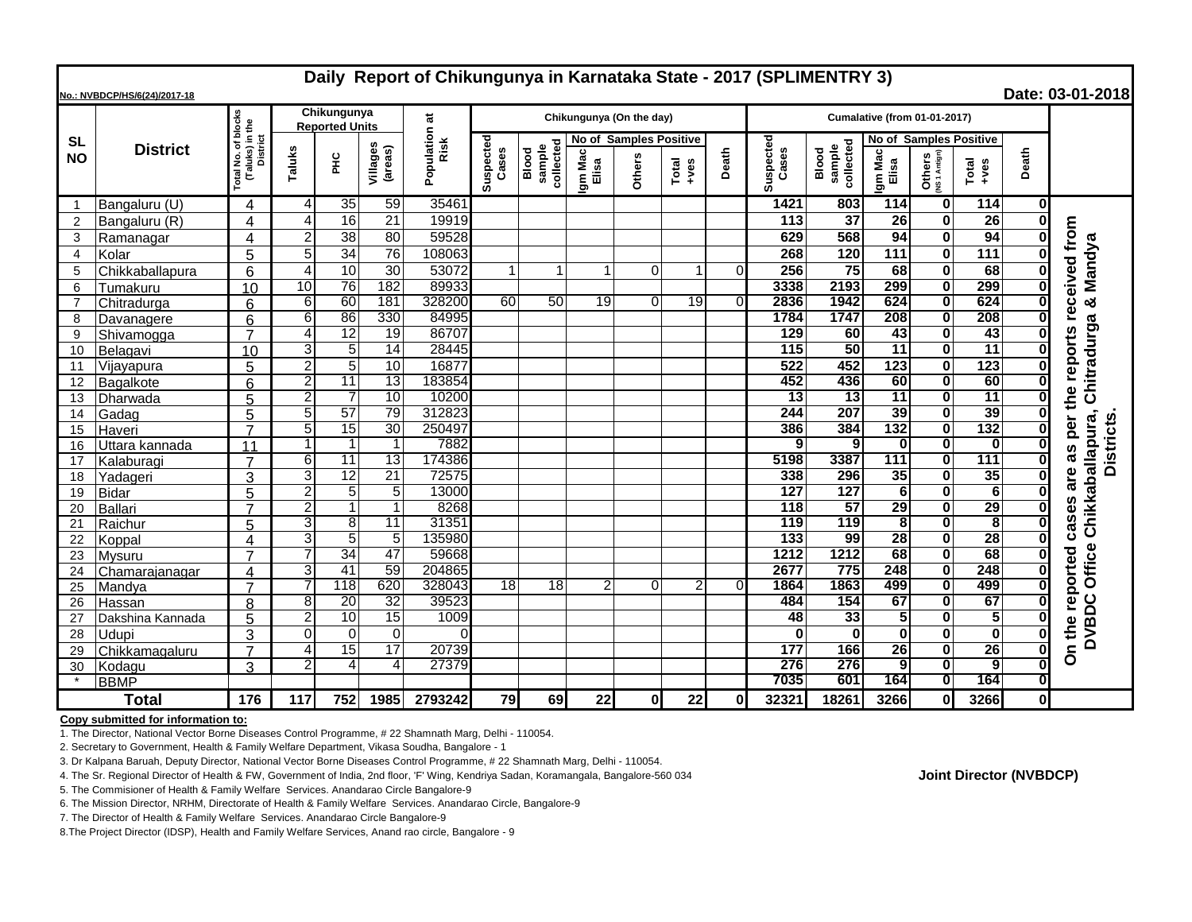# Daily Report of Chikungunya in Karnataka State - 2017 (SPLIMENTRY 3)

No.: NVBDCP/HS/6(24)/2017-18

**Date: 03-01-2018**

| SL NO | District | Total No. of blocks (Taluks) in the District | Chikungunya Reported Units | | | Population at Risk | Chikungunya (On the day) | | | | | | Cumalative (from 01-01-2017) | | | | | | |
|---|---|---|---|---|---|---|---|---|---|---|---|---|---|---|---|---|---|---|---|
| | | | Taluks | PHC | Villages (areas) | | Suspected Cases | Blood sample collected | No of Samples Positive | | | Death | Suspected Cases | Blood sample collected | No of Samples Positive | | | Death | |
| | | | | | | | | | Igm Mac Elisa | Others | Total +ves | | | | Igm Mac Elisa | Others (NS 1 Antign) | Total +ves | | |
| 1 | Bangaluru (U) | 4 | 4 | 35 | 59 | 35461 | | | | | | | 1421 | 803 | 114 | 0 | 114 | 0 | On the reported cases are as per the reports received from DVBDC Office Chikkaballapura, Chitradurga & Mandya Districts. |
| 2 | Bangaluru (R) | 4 | 4 | 16 | 21 | 19919 | | | | | | | 113 | 37 | 26 | 0 | 26 | 0 | |
| 3 | Ramanagar | 4 | 2 | 38 | 80 | 59528 | | | | | | | 629 | 568 | 94 | 0 | 94 | 0 | |
| 4 | Kolar | 5 | 5 | 34 | 76 | 108063 | | | | | | | 268 | 120 | 111 | 0 | 111 | 0 | |
| 5 | Chikkaballapura | 6 | 4 | 10 | 30 | 53072 | 1 | 1 | 1 | 0 | 1 | 0 | 256 | 75 | 68 | 0 | 68 | 0 | |
| 6 | Tumakuru | 10 | 10 | 76 | 182 | 89933 | | | | | | | 3338 | 2193 | 299 | 0 | 299 | 0 | |
| 7 | Chitradurga | 6 | 6 | 60 | 181 | 328200 | 60 | 50 | 19 | 0 | 19 | 0 | 2836 | 1942 | 624 | 0 | 624 | 0 | |
| 8 | Davanagere | 6 | 6 | 86 | 330 | 84995 | | | | | | | 1784 | 1747 | 208 | 0 | 208 | 0 | |
| 9 | Shivamogga | 7 | 4 | 12 | 19 | 86707 | | | | | | | 129 | 60 | 43 | 0 | 43 | 0 | |
| 10 | Belagavi | 10 | 3 | 5 | 14 | 28445 | | | | | | | 115 | 50 | 11 | 0 | 11 | 0 | |
| 11 | Vijayapura | 5 | 2 | 5 | 10 | 16877 | | | | | | | 522 | 452 | 123 | 0 | 123 | 0 | |
| 12 | Bagalkote | 6 | 2 | 11 | 13 | 183854 | | | | | | | 452 | 436 | 60 | 0 | 60 | 0 | |
| 13 | Dharwada | 5 | 2 | 7 | 10 | 10200 | | | | | | | 13 | 13 | 11 | 0 | 11 | 0 | |
| 14 | Gadag | 5 | 5 | 57 | 79 | 312823 | | | | | | | 244 | 207 | 39 | 0 | 39 | 0 | |
| 15 | Haveri | 7 | 5 | 15 | 30 | 250497 | | | | | | | 386 | 384 | 132 | 0 | 132 | 0 | |
| 16 | Uttara kannada | 11 | 1 | 1 | 1 | 7882 | | | | | | | 9 | 9 | 0 | 0 | 0 | 0 | |
| 17 | Kalaburagi | 7 | 6 | 11 | 13 | 174386 | | | | | | | 5198 | 3387 | 111 | 0 | 111 | 0 | |
| 18 | Yadageri | 3 | 3 | 12 | 21 | 72575 | | | | | | | 338 | 296 | 35 | 0 | 35 | 0 | |
| 19 | Bidar | 5 | 2 | 5 | 5 | 13000 | | | | | | | 127 | 127 | 6 | 0 | 6 | 0 | |
| 20 | Ballari | 7 | 2 | 1 | 1 | 8268 | | | | | | | 118 | 57 | 29 | 0 | 29 | 0 | |
| 21 | Raichur | 5 | 3 | 8 | 11 | 31351 | | | | | | | 119 | 119 | 8 | 0 | 8 | 0 | |
| 22 | Koppal | 4 | 3 | 5 | 5 | 135980 | | | | | | | 133 | 99 | 28 | 0 | 28 | 0 | |
| 23 | Mysuru | 7 | 7 | 34 | 47 | 59668 | | | | | | | 1212 | 1212 | 68 | 0 | 68 | 0 | |
| 24 | Chamarajanagar | 4 | 3 | 41 | 59 | 204865 | | | | | | | 2677 | 775 | 248 | 0 | 248 | 0 | |
| 25 | Mandya | 7 | 7 | 118 | 620 | 328043 | 18 | 18 | 2 | 0 | 2 | 0 | 1864 | 1863 | 499 | 0 | 499 | 0 | |
| 26 | Hassan | 8 | 8 | 20 | 32 | 39523 | | | | | | | 484 | 154 | 67 | 0 | 67 | 0 | |
| 27 | Dakshina Kannada | 5 | 2 | 10 | 15 | 1009 | | | | | | | 48 | 33 | 5 | 0 | 5 | 0 | |
| 28 | Udupi | 3 | 0 | 0 | 0 | 0 | | | | | | | 0 | 0 | 0 | 0 | 0 | 0 | |
| 29 | Chikkamagaluru | 7 | 4 | 15 | 17 | 20739 | | | | | | | 177 | 166 | 26 | 0 | 26 | 0 | |
| 30 | Kodagu | 3 | 2 | 4 | 4 | 27379 | | | | | | | 276 | 276 | 9 | 0 | 9 | 0 | |
| * | BBMP | | | | | | | | | | | | 7035 | 601 | 164 | 0 | 164 | 0 | |
| **Total** | | **176** | **117** | **752** | **1985** | **2793242** | **79** | **69** | **22** | **0** | **22** | **0** | **32321** | **18261** | **3266** | **0** | **3266** | **0** | |

**Copy submitted for information to:**

1. The Director, National Vector Borne Diseases Control Programme, # 22 Shamnath Marg, Delhi - 110054.
2. Secretary to Government, Health & Family Welfare Department, Vikasa Soudha, Bangalore - 1
3. Dr Kalpana Baruah, Deputy Director, National Vector Borne Diseases Control Programme, # 22 Shamnath Marg, Delhi - 110054.
4. The Sr. Regional Director of Health & FW, Government of India, 2nd floor, 'F' Wing, Kendriya Sadan, Koramangala, Bangalore-560 034
5. The Commisioner of Health & Family Welfare Services. Anandarao Circle Bangalore-9
6. The Mission Director, NRHM, Directorate of Health & Family Welfare Services. Anandarao Circle, Bangalore-9
7. The Director of Health & Family Welfare Services. Anandarao Circle Bangalore-9
8. The Project Director (IDSP), Health and Family Welfare Services, Anand rao circle, Bangalore - 9

**Joint Director (NVBDCP)**